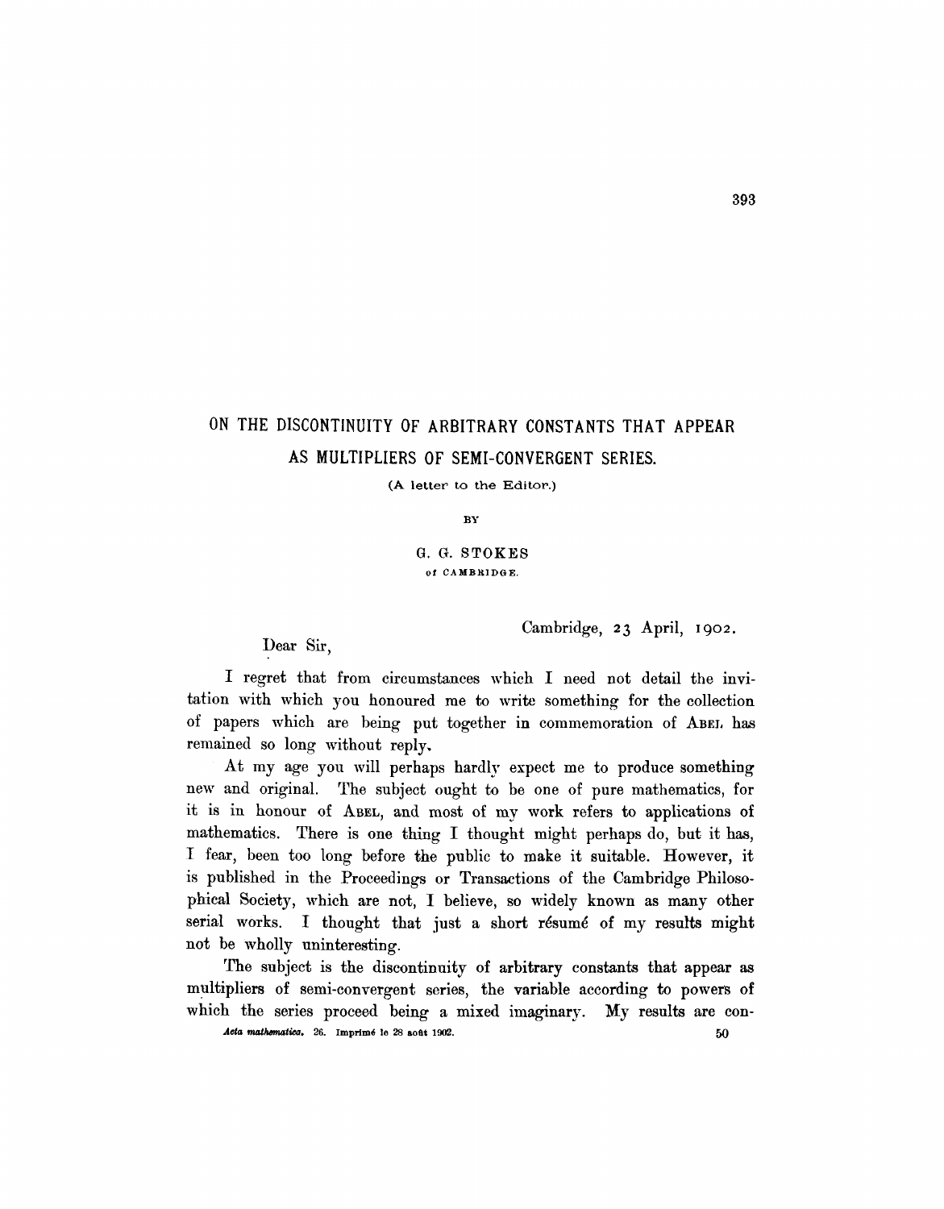# ON THE DISCONTINUITY OF ARBITRARY CONSTANTS THAT APPEAR AS MULTIPLIERS OF SEMI-CONVERGENT SERIES.

(A letter to the Editor.)

BY

G. G. STOKES

of CAMBRIDGE.

Cambridge, 23 April, 1902.

Dear Sir,

I regret that from circumstances which I need not detail the invitation with which you honoured me to write something for the collection of papers which are being put together in commemoration of ABEL has remained so long without reply.

At my age you will perhaps hardly expect me to produce something new and original. The subject ought to be one of pure mathematics, for it is in honour of ABEL, and most of my work refers to applications of mathematics. There is one thing I thought might perhaps do, but it has, I fear, been too long before the public to make it suitable. However, it is published in the Proceedings or Transactions of the Cambridge Philosophical Society, which are not, I believe, so widely known as many other serial works. I thought that just a short résumé of my results might not be wholly uninteresting.

The subject is the discontinuity of arbitrary constants that appear as multipliers of semi-convergent series, the variable according to powers of which the series proceed being a mixed imaginary. My results are con-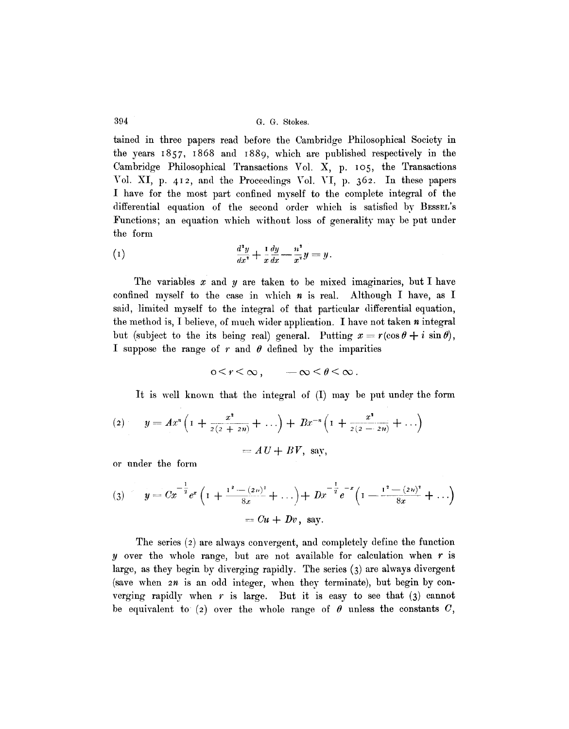tained in three papers read before the Cambridge Philosophical Society in the years 1857, 1868 and 1889, which are published respectively in the Cambridge Philosophical Transactions Vol. X, p. 105, the Transactions Vol. XI, p. 412, and the Proceedings Vol. VI, p. 362. In these papers I have for the most part confined myself to the complete integral of the differential equation of the second order which is satisfied by BESSEL's Functions; an equation which without loss of generality may be put under the form

$$\text{(1)} \qquad \frac{d^2y}{dx^2} + \frac{1}{x}\frac{dy}{dx} - \frac{n^2}{x^2}y = y.$$

The variables $x$ and $y$ are taken to be mixed imaginaries, but I have confined myself to the case in which $n$ is real. Although I have, as I said, limited myself to the integral of that particular differential equation, the method is, I believe, of much wider application. I have not taken $n$ integral but (subject to the its being real) general. Putting $x = r(\cos\theta + i\sin\theta)$, I suppose the range of $r$ and $\theta$ defined by the imparities

$$0 < r < \infty, \qquad -\infty < \theta < \infty.$$

It is well known that the integral of (I) may be put under the form

$$\text{(2)} \qquad y = Ax^n\left(1 + \frac{x^2}{2(2+2n)} + \ldots\right) + Bx^{-n}\left(1 + \frac{x^2}{2(2-2n)} + \ldots\right)$$

$$= AU + BV, \text{ say,}$$

or under the form

$$\text{(3)} \qquad y = Cx^{-\frac{1}{2}}e^{x}\left(1 + \frac{1^2 - (2n)^2}{8x} + \ldots\right) + Dx^{-\frac{1}{2}}e^{-x}\left(1 - \frac{1^2 - (2n)^2}{8x} + \ldots\right)$$

$$= Cu + Dv, \text{ say.}$$

The series (2) are always convergent, and completely define the function $y$ over the whole range, but are not available for calculation when $r$ is large, as they begin by diverging rapidly. The series (3) are always divergent (save when $2n$ is an odd integer, when they terminate), but begin by converging rapidly when $r$ is large. But it is easy to see that (3) cannot be equivalent to (2) over the whole range of $\theta$ unless the constants $C$,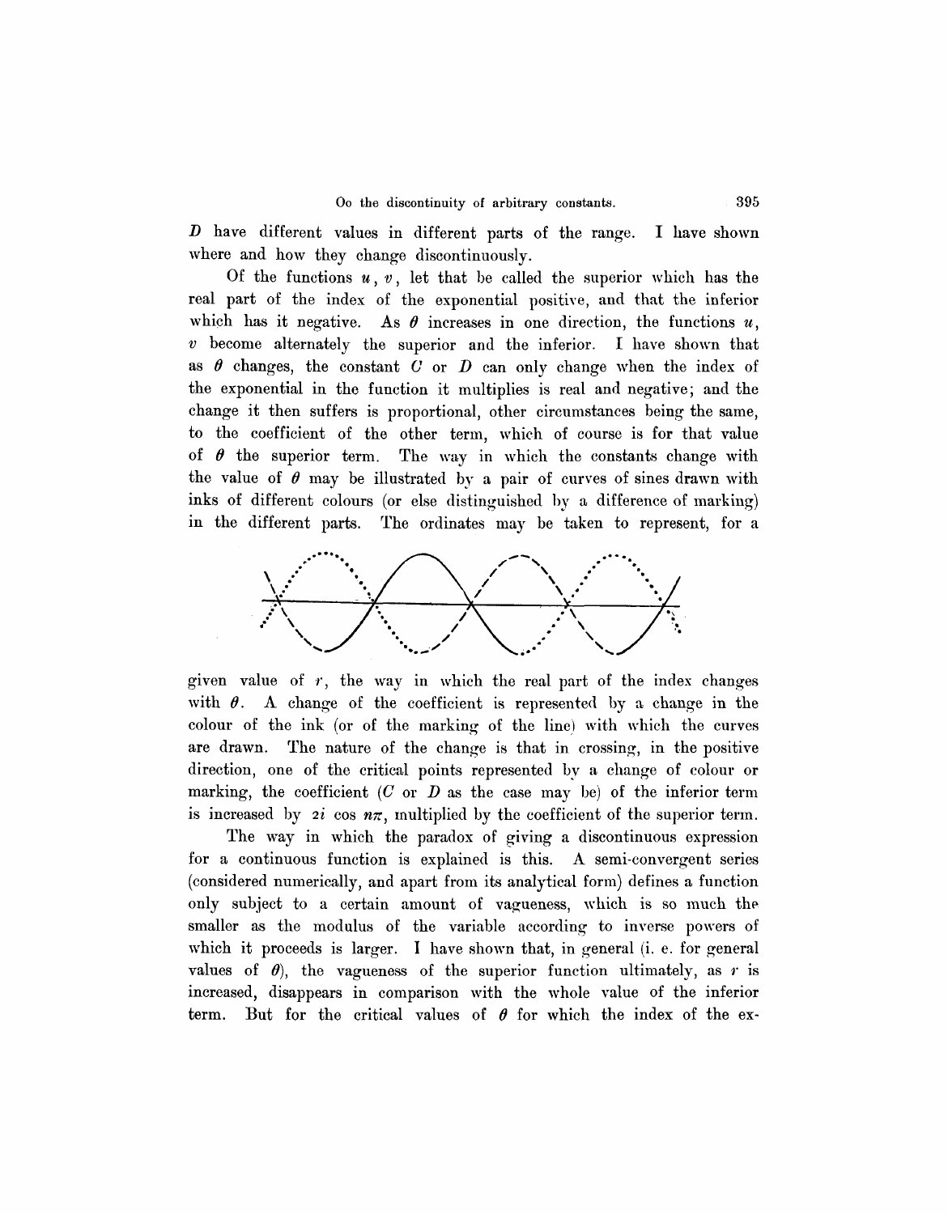$D$ have different values in different parts of the range. I have shown where and how they change discontinuously.

Of the functions $u$, $v$, let that be called the superior which has the real part of the index of the exponential positive, and that the inferior which has it negative. As $\theta$ increases in one direction, the functions $u$, $v$ become alternately the superior and the inferior. I have shown that as $\theta$ changes, the constant $C$ or $D$ can only change when the index of the exponential in the function it multiplies is real and negative; and the change it then suffers is proportional, other circumstances being the same, to the coefficient of the other term, which of course is for that value of $\theta$ the superior term. The way in which the constants change with the value of $\theta$ may be illustrated by a pair of curves of sines drawn with inks of different colours (or else distinguished by a difference of marking) in the different parts. The ordinates may be taken to represent, for a given value of $r$, the way in which the real part of the index changes with $\theta$. A change of the coefficient is represented by a change in the colour of the ink (or of the marking of the line) with which the curves are drawn. The nature of the change is that in crossing, in the positive direction, one of the critical points represented by a change of colour or marking, the coefficient ($C$ or $D$ as the case may be) of the inferior term is increased by $2i \cos n\pi$, multiplied by the coefficient of the superior term.

The way in which the paradox of giving a discontinuous expression for a continuous function is explained is this. A semi-convergent series (considered numerically, and apart from its analytical form) defines a function only subject to a certain amount of vagueness, which is so much the smaller as the modulus of the variable according to inverse powers of which it proceeds is larger. I have shown that, in general (i. e. for general values of $\theta$), the vagueness of the superior function ultimately, as $r$ is increased, disappears in comparison with the whole value of the inferior term. But for the critical values of $\theta$ for which the index of the ex-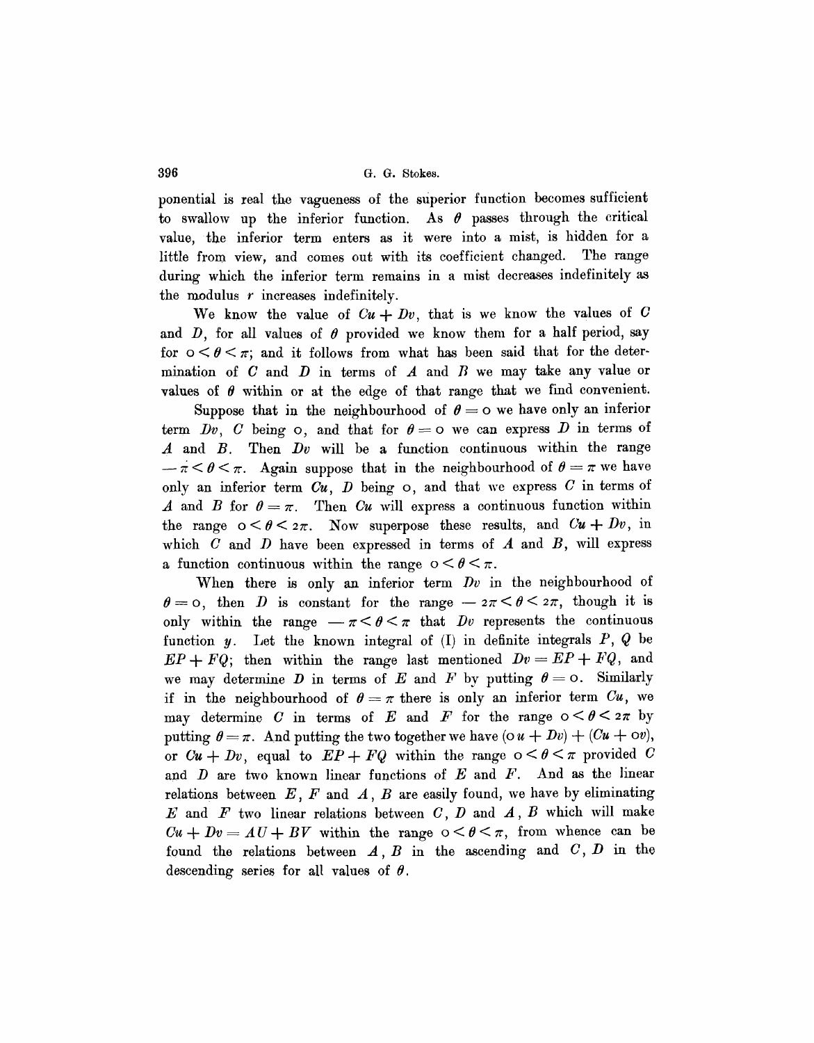ponential is real the vagueness of the superior function becomes sufficient to swallow up the inferior function. As $\theta$ passes through the critical value, the inferior term enters as it were into a mist, is hidden for a little from view, and comes out with its coefficient changed. The range during which the inferior term remains in a mist decreases indefinitely as the modulus $r$ increases indefinitely.

We know the value of $Cu + Dv$, that is we know the values of $C$ and $D$, for all values of $\theta$ provided we know them for a half period, say for $0 < \theta < \pi$; and it follows from what has been said that for the determination of $C$ and $D$ in terms of $A$ and $B$ we may take any value or values of $\theta$ within or at the edge of that range that we find convenient.

Suppose that in the neighbourhood of $\theta = 0$ we have only an inferior term $Dv$, $C$ being $0$, and that for $\theta = 0$ we can express $D$ in terms of $A$ and $B$. Then $Dv$ will be a function continuous within the range $-\pi < \theta < \pi$. Again suppose that in the neighbourhood of $\theta = \pi$ we have only an inferior term $Cu$, $D$ being $0$, and that we express $C$ in terms of $A$ and $B$ for $\theta = \pi$. Then $Cu$ will express a continuous function within the range $0 < \theta < 2\pi$. Now superpose these results, and $Cu + Dv$, in which $C$ and $D$ have been expressed in terms of $A$ and $B$, will express a function continuous within the range $0 < \theta < \pi$.

When there is only an inferior term $Dv$ in the neighbourhood of $\theta = 0$, then $D$ is constant for the range $-2\pi < \theta < 2\pi$, though it is only within the range $-\pi < \theta < \pi$ that $Dv$ represents the continuous function $y$. Let the known integral of (I) in definite integrals $P$, $Q$ be $EP + FQ$; then within the range last mentioned $Dv = EP + FQ$, and we may determine $D$ in terms of $E$ and $F$ by putting $\theta = 0$. Similarly if in the neighbourhood of $\theta = \pi$ there is only an inferior term $Cu$, we may determine $C$ in terms of $E$ and $F$ for the range $0 < \theta < 2\pi$ by putting $\theta = \pi$. And putting the two together we have $(0u + Dv) + (Cu + 0v)$, or $Cu + Dv$, equal to $EP + FQ$ within the range $0 < \theta < \pi$ provided $C$ and $D$ are two known linear functions of $E$ and $F$. And as the linear relations between $E$, $F$ and $A$, $B$ are easily found, we have by eliminating $E$ and $F$ two linear relations between $C$, $D$ and $A$, $B$ which will make $Cu + Dv = AU + BV$ within the range $0 < \theta < \pi$, from whence can be found the relations between $A$, $B$ in the ascending and $C$, $D$ in the descending series for all values of $\theta$.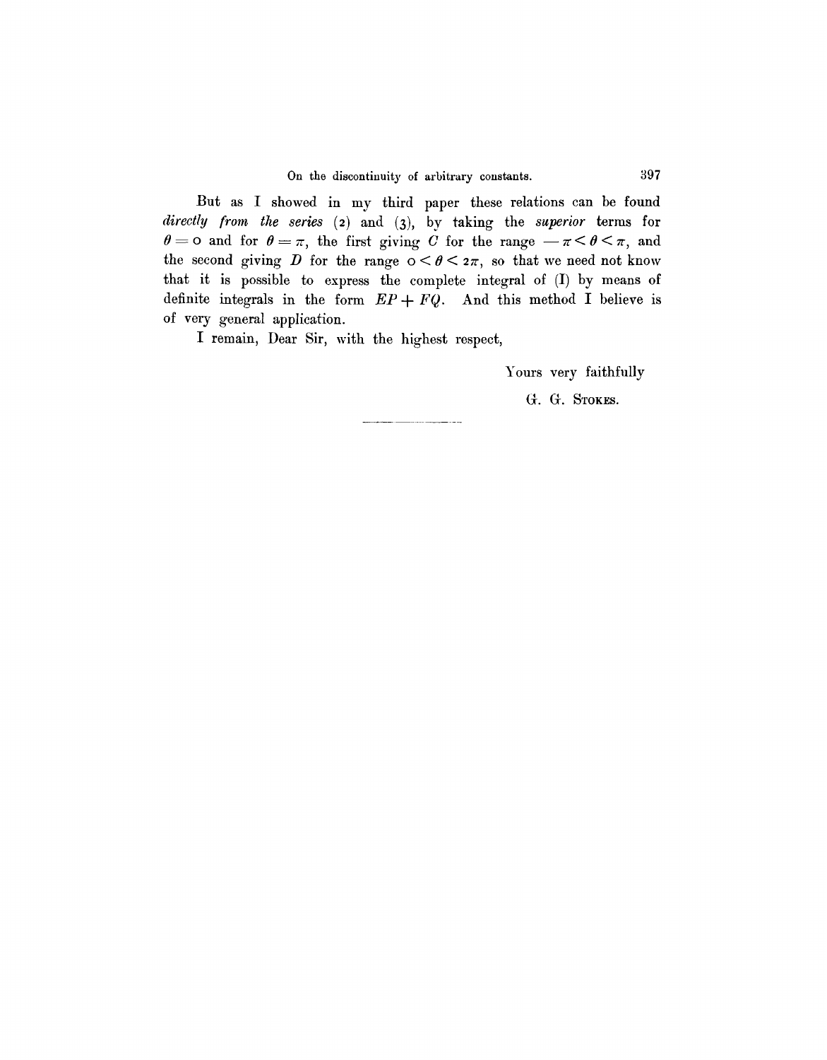But as I showed in my third paper these relations can be found *directly from the series* (2) and (3), by taking the *superior* terms for $\theta = 0$ and for $\theta = \pi$, the first giving $C$ for the range $-\pi < \theta < \pi$, and the second giving $D$ for the range $0 < \theta < 2\pi$, so that we need not know that it is possible to express the complete integral of (I) by means of definite integrals in the form $EP + FQ$. And this method I believe is of very general application.

I remain, Dear Sir, with the highest respect,

Yours very faithfully

G. G. Stokes.